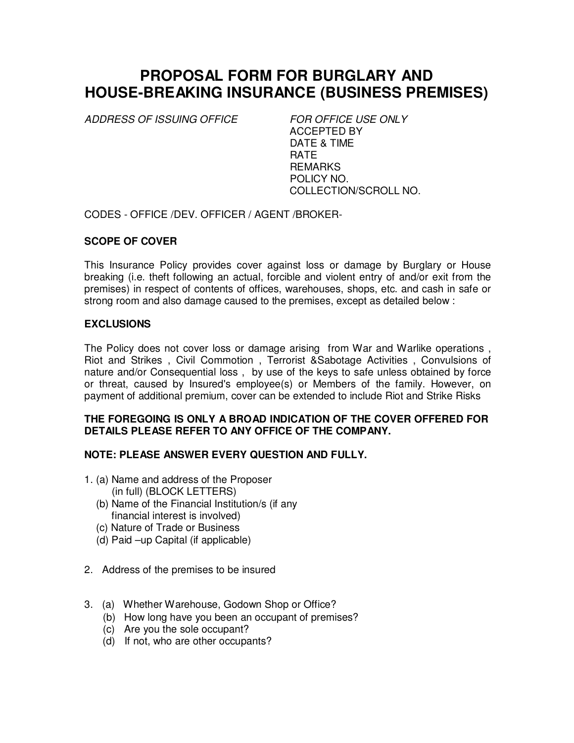# PROPOSAL FORM FOR BURGLARY AND HOUSE-BREAKING INSURANCE (BUSINESS PREMISES)

*ADDRESS OF ISSUING OFFICE*

*FOR OFFICE USE ONLY*
ACCEPTED BY
DATE & TIME
RATE
REMARKS
POLICY NO.
COLLECTION/SCROLL NO.

CODES - OFFICE /DEV. OFFICER / AGENT /BROKER-

**SCOPE OF COVER**

This Insurance Policy provides cover against loss or damage by Burglary or House breaking (i.e. theft following an actual, forcible and violent entry of and/or exit from the premises) in respect of contents of offices, warehouses, shops, etc. and cash in safe or strong room and also damage caused to the premises, except as detailed below :

**EXCLUSIONS**

The Policy does not cover loss or damage arising from War and Warlike operations , Riot and Strikes , Civil Commotion , Terrorist &Sabotage Activities , Convulsions of nature and/or Consequential loss , by use of the keys to safe unless obtained by force or threat, caused by Insured's employee(s) or Members of the family. However, on payment of additional premium, cover can be extended to include Riot and Strike Risks

**THE FOREGOING IS ONLY A BROAD INDICATION OF THE COVER OFFERED FOR DETAILS PLEASE REFER TO ANY OFFICE OF THE COMPANY.**

**NOTE: PLEASE ANSWER EVERY QUESTION AND FULLY.**

1. (a) Name and address of the Proposer (in full) (BLOCK LETTERS)
   (b) Name of the Financial Institution/s (if any financial interest is involved)
   (c) Nature of Trade or Business
   (d) Paid –up Capital (if applicable)

2. Address of the premises to be insured

3. (a) Whether Warehouse, Godown Shop or Office?
   (b) How long have you been an occupant of premises?
   (c) Are you the sole occupant?
   (d) If not, who are other occupants?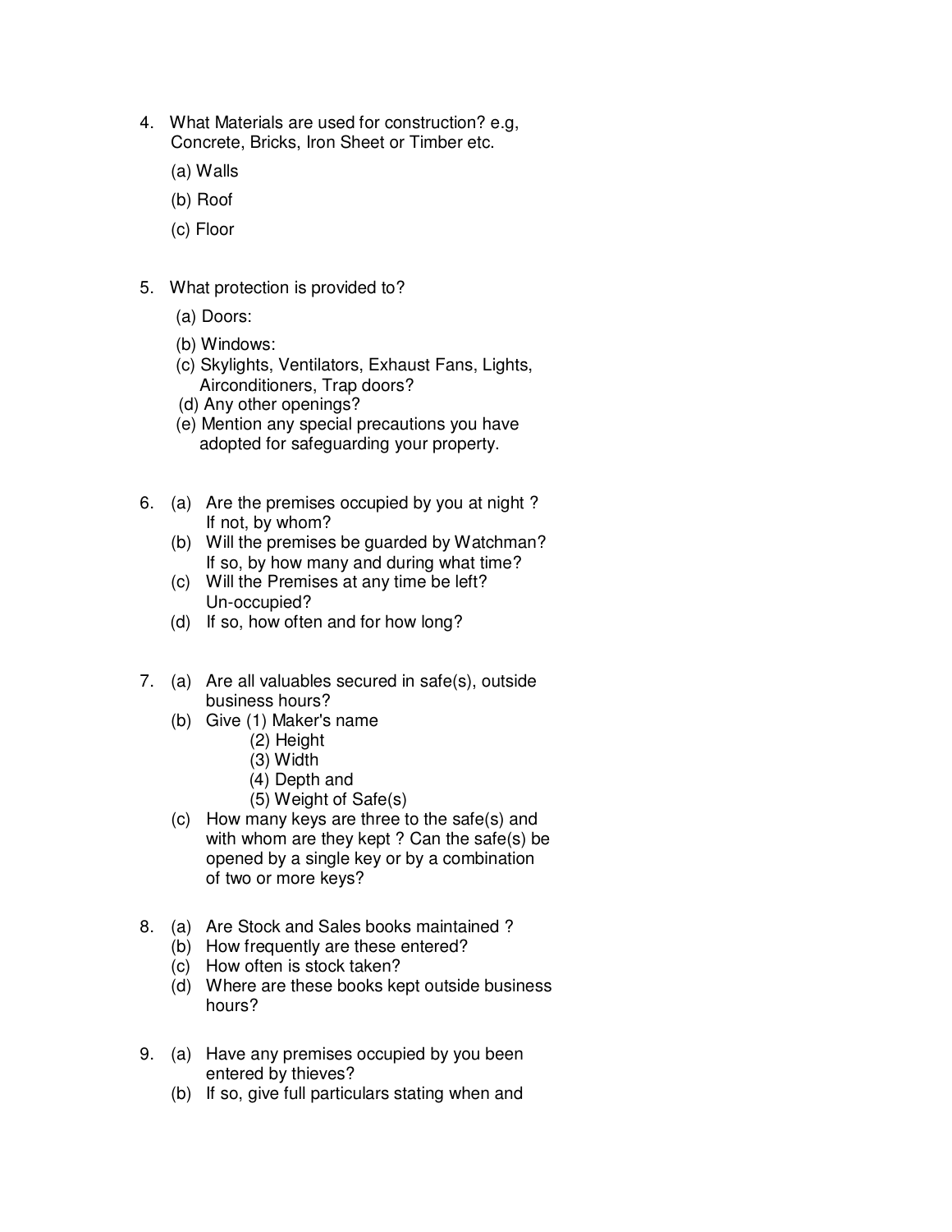4. What Materials are used for construction? e.g, Concrete, Bricks, Iron Sheet or Timber etc.

   (a) Walls

   (b) Roof

   (c) Floor

5. What protection is provided to?

   (a) Doors:

   (b) Windows:

   (c) Skylights, Ventilators, Exhaust Fans, Lights, Airconditioners, Trap doors?

   (d) Any other openings?

   (e) Mention any special precautions you have adopted for safeguarding your property.

6. (a) Are the premises occupied by you at night ? If not, by whom?

   (b) Will the premises be guarded by Watchman? If so, by how many and during what time?

   (c) Will the Premises at any time be left? Un-occupied?

   (d) If so, how often and for how long?

7. (a) Are all valuables secured in safe(s), outside business hours?

   (b) Give (1) Maker's name

   (2) Height

   (3) Width

   (4) Depth and

   (5) Weight of Safe(s)

   (c) How many keys are three to the safe(s) and with whom are they kept ? Can the safe(s) be opened by a single key or by a combination of two or more keys?

8. (a) Are Stock and Sales books maintained ?

   (b) How frequently are these entered?

   (c) How often is stock taken?

   (d) Where are these books kept outside business hours?

9. (a) Have any premises occupied by you been entered by thieves?

   (b) If so, give full particulars stating when and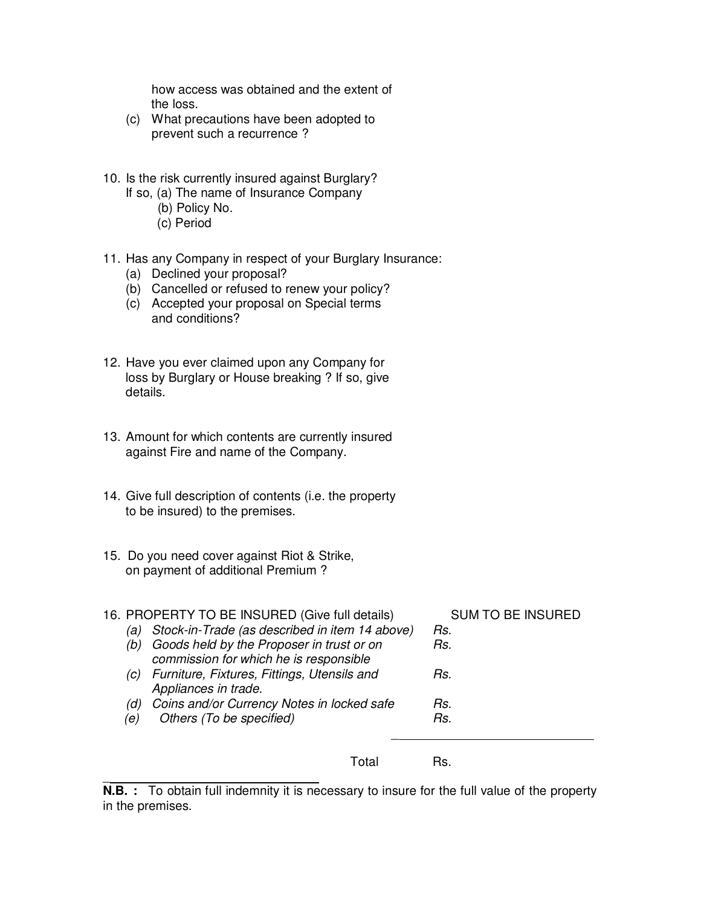how access was obtained and the extent of the loss.

(c) What precautions have been adopted to prevent such a recurrence ?

10. Is the risk currently insured against Burglary?
    If so, (a) The name of Insurance Company
    (b) Policy No.
    (c) Period

11. Has any Company in respect of your Burglary Insurance:
    (a) Declined your proposal?
    (b) Cancelled or refused to renew your policy?
    (c) Accepted your proposal on Special terms and conditions?

12. Have you ever claimed upon any Company for loss by Burglary or House breaking ? If so, give details.

13. Amount for which contents are currently insured against Fire and name of the Company.

14. Give full description of contents (i.e. the property to be insured) to the premises.

15. Do you need cover against Riot & Strike, on payment of additional Premium ?

16. PROPERTY TO BE INSURED (Give full details)

| PROPERTY TO BE INSURED (Give full details) | SUM TO BE INSURED |
|---|---|
| *(a) Stock-in-Trade (as described in item 14 above)* | *Rs.* |
| *(b) Goods held by the Proposer in trust or on commission for which he is responsible* | *Rs.* |
| *(c) Furniture, Fixtures, Fittings, Utensils and Appliances in trade.* | *Rs.* |
| *(d) Coins and/or Currency Notes in locked safe* | *Rs.* |
| *(e) Others (To be specified)* | *Rs.* |
| Total | Rs. |

**N.B. :** To obtain full indemnity it is necessary to insure for the full value of the property in the premises.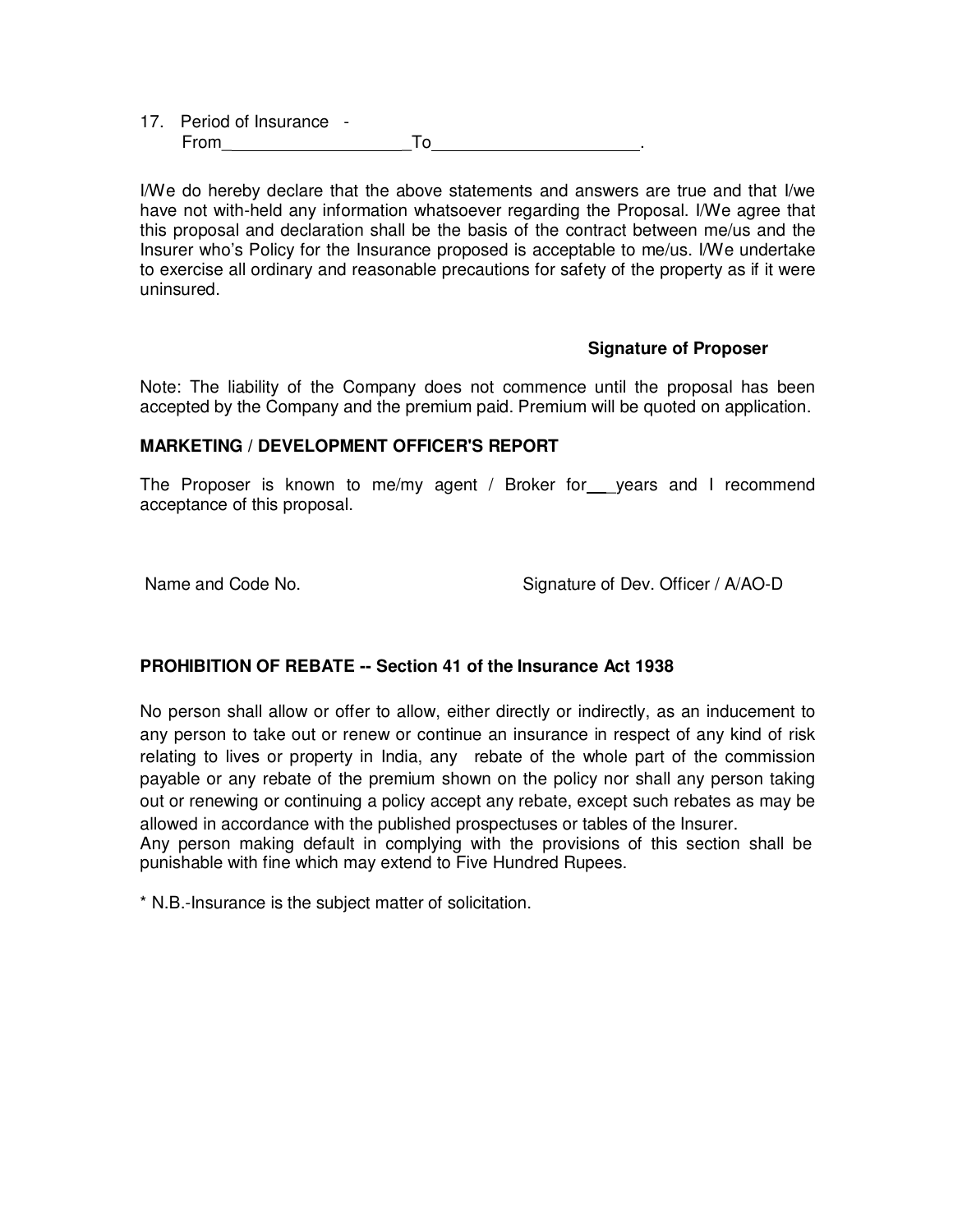17. Period of Insurance -
    From____________________To______________________.

I/We do hereby declare that the above statements and answers are true and that I/we have not with-held any information whatsoever regarding the Proposal. I/We agree that this proposal and declaration shall be the basis of the contract between me/us and the Insurer who's Policy for the Insurance proposed is acceptable to me/us. I/We undertake to exercise all ordinary and reasonable precautions for safety of the property as if it were uninsured.

**Signature of Proposer**

Note: The liability of the Company does not commence until the proposal has been accepted by the Company and the premium paid. Premium will be quoted on application.

**MARKETING / DEVELOPMENT OFFICER'S REPORT**

The Proposer is known to me/my agent / Broker for___years and I recommend acceptance of this proposal.

Name and Code No. Signature of Dev. Officer / A/AO-D

**PROHIBITION OF REBATE -- Section 41 of the Insurance Act 1938**

No person shall allow or offer to allow, either directly or indirectly, as an inducement to any person to take out or renew or continue an insurance in respect of any kind of risk relating to lives or property in India, any rebate of the whole part of the commission payable or any rebate of the premium shown on the policy nor shall any person taking out or renewing or continuing a policy accept any rebate, except such rebates as may be allowed in accordance with the published prospectuses or tables of the Insurer.
Any person making default in complying with the provisions of this section shall be punishable with fine which may extend to Five Hundred Rupees.

* N.B.-Insurance is the subject matter of solicitation.